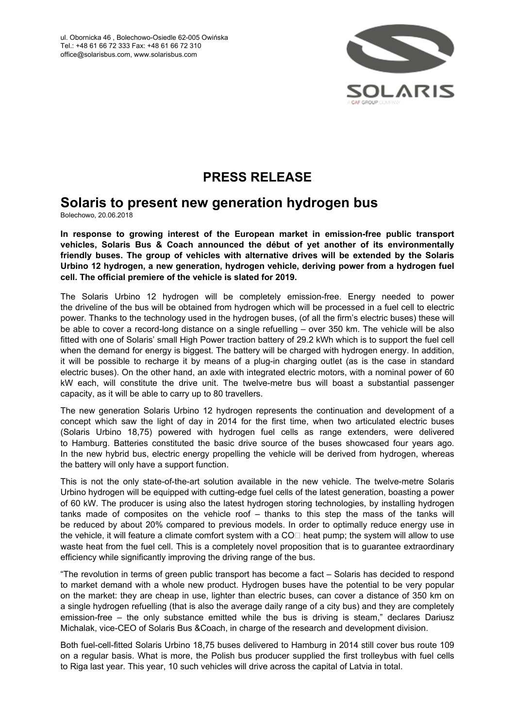ul. Obornicka 46 , Bolechowo-Osiedle 62-005 Owińska
Tel.: +48 61 66 72 333 Fax: +48 61 66 72 310
office@solarisbus.com, www.solarisbus.com

# PRESS RELEASE

## Solaris to present new generation hydrogen bus

Bolechowo, 20.06.2018

**In response to growing interest of the European market in emission-free public transport vehicles, Solaris Bus & Coach announced the début of yet another of its environmentally friendly buses. The group of vehicles with alternative drives will be extended by the Solaris Urbino 12 hydrogen, a new generation, hydrogen vehicle, deriving power from a hydrogen fuel cell. The official premiere of the vehicle is slated for 2019.**

The Solaris Urbino 12 hydrogen will be completely emission-free. Energy needed to power the driveline of the bus will be obtained from hydrogen which will be processed in a fuel cell to electric power. Thanks to the technology used in the hydrogen buses, (of all the firm's electric buses) these will be able to cover a record-long distance on a single refuelling – over 350 km. The vehicle will be also fitted with one of Solaris' small High Power traction battery of 29.2 kWh which is to support the fuel cell when the demand for energy is biggest. The battery will be charged with hydrogen energy. In addition, it will be possible to recharge it by means of a plug-in charging outlet (as is the case in standard electric buses). On the other hand, an axle with integrated electric motors, with a nominal power of 60 kW each, will constitute the drive unit. The twelve-metre bus will boast a substantial passenger capacity, as it will be able to carry up to 80 travellers.

The new generation Solaris Urbino 12 hydrogen represents the continuation and development of a concept which saw the light of day in 2014 for the first time, when two articulated electric buses (Solaris Urbino 18,75) powered with hydrogen fuel cells as range extenders, were delivered to Hamburg. Batteries constituted the basic drive source of the buses showcased four years ago. In the new hybrid bus, electric energy propelling the vehicle will be derived from hydrogen, whereas the battery will only have a support function.

This is not the only state-of-the-art solution available in the new vehicle. The twelve-metre Solaris Urbino hydrogen will be equipped with cutting-edge fuel cells of the latest generation, boasting a power of 60 kW. The producer is using also the latest hydrogen storing technologies, by installing hydrogen tanks made of composites on the vehicle roof – thanks to this step the mass of the tanks will be reduced by about 20% compared to previous models. In order to optimally reduce energy use in the vehicle, it will feature a climate comfort system with a $CO_2$ heat pump; the system will allow to use waste heat from the fuel cell. This is a completely novel proposition that is to guarantee extraordinary efficiency while significantly improving the driving range of the bus.

"The revolution in terms of green public transport has become a fact – Solaris has decided to respond to market demand with a whole new product. Hydrogen buses have the potential to be very popular on the market: they are cheap in use, lighter than electric buses, can cover a distance of 350 km on a single hydrogen refuelling (that is also the average daily range of a city bus) and they are completely emission-free – the only substance emitted while the bus is driving is steam," declares Dariusz Michalak, vice-CEO of Solaris Bus &Coach, in charge of the research and development division.

Both fuel-cell-fitted Solaris Urbino 18,75 buses delivered to Hamburg in 2014 still cover bus route 109 on a regular basis. What is more, the Polish bus producer supplied the first trolleybus with fuel cells to Riga last year. This year, 10 such vehicles will drive across the capital of Latvia in total.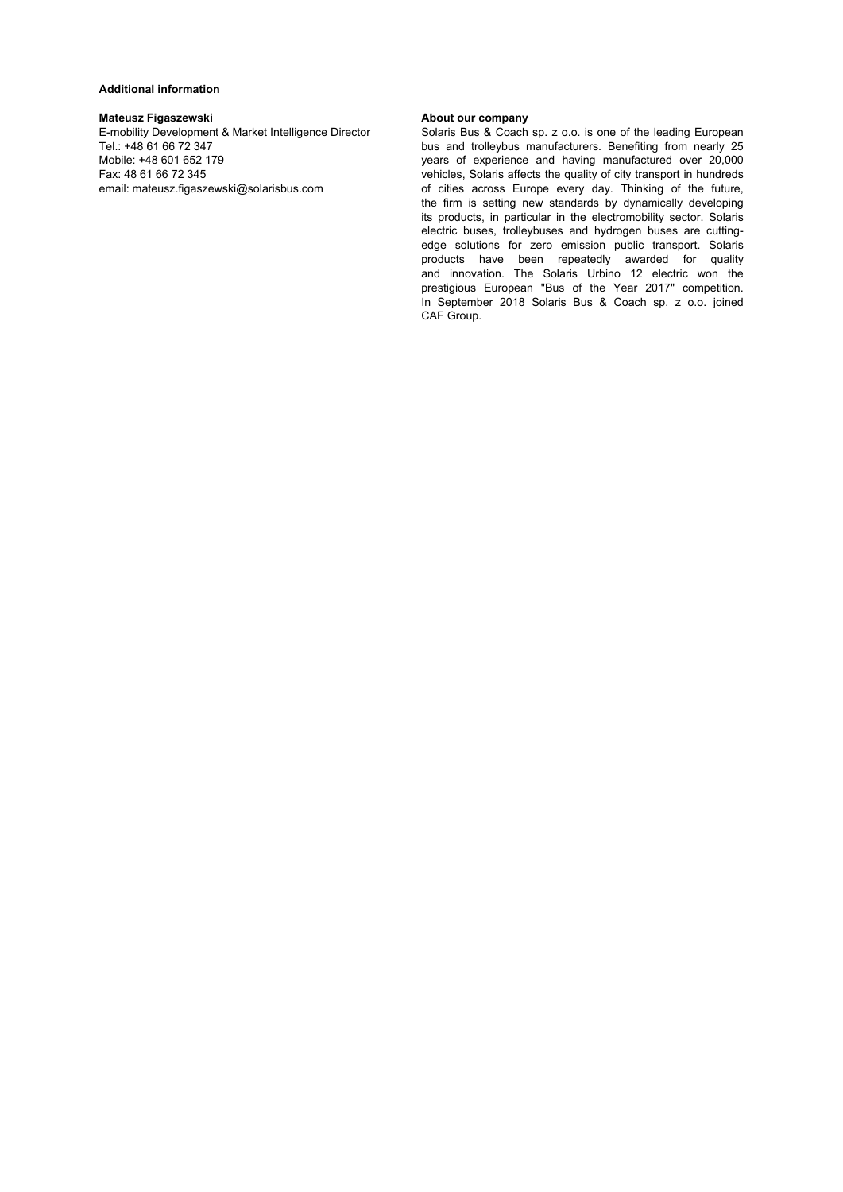**Additional information**

**Mateusz Figaszewski**
E-mobility Development & Market Intelligence Director
Tel.: +48 61 66 72 347
Mobile: +48 601 652 179
Fax: 48 61 66 72 345
email: mateusz.figaszewski@solarisbus.com

**About our company**

Solaris Bus & Coach sp. z o.o. is one of the leading European bus and trolleybus manufacturers. Benefiting from nearly 25 years of experience and having manufactured over 20,000 vehicles, Solaris affects the quality of city transport in hundreds of cities across Europe every day. Thinking of the future, the firm is setting new standards by dynamically developing its products, in particular in the electromobility sector. Solaris electric buses, trolleybuses and hydrogen buses are cutting-edge solutions for zero emission public transport. Solaris products have been repeatedly awarded for quality and innovation. The Solaris Urbino 12 electric won the prestigious European "Bus of the Year 2017" competition. In September 2018 Solaris Bus & Coach sp. z o.o. joined CAF Group.